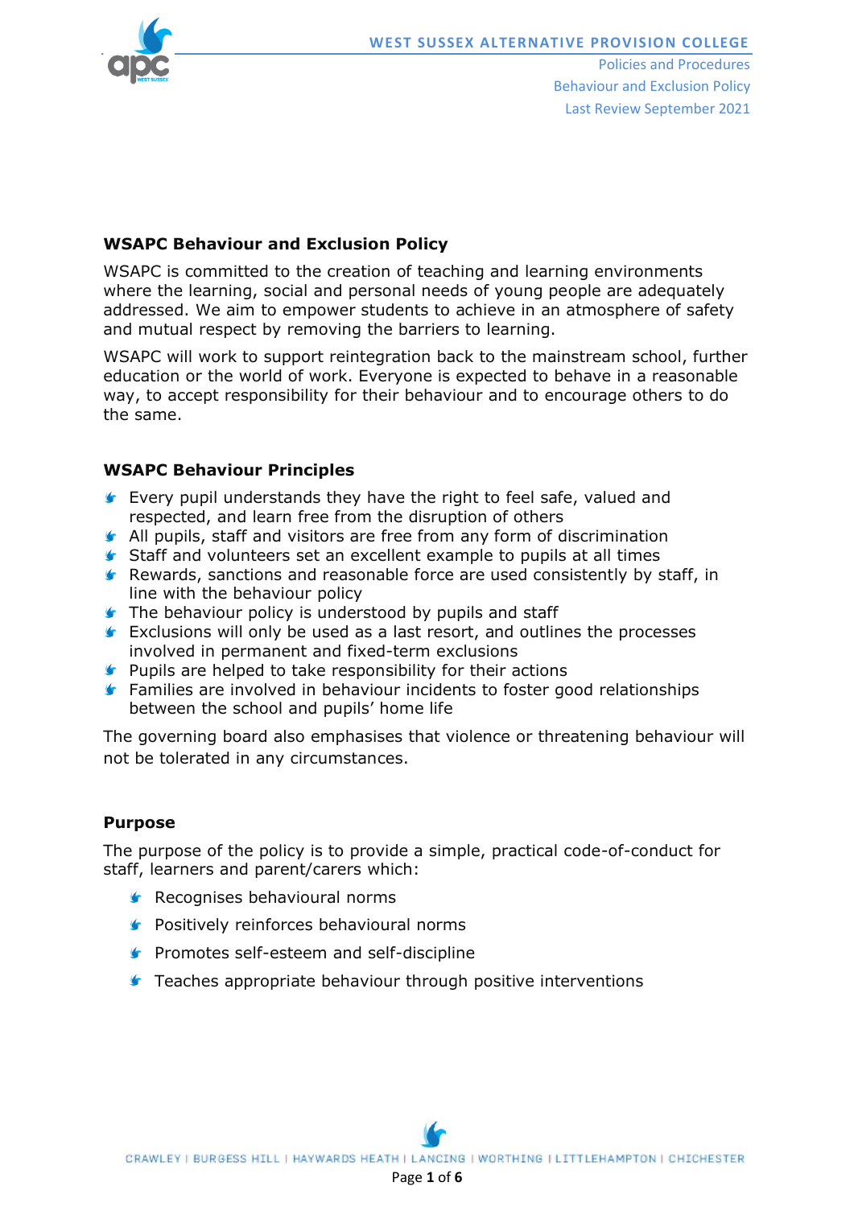## WSAPC Behaviour and Exclusion Policy

WSAPC is committed to the creation of teaching and learning environments where the learning, social and personal needs of young people are adequately addressed. We aim to empower students to achieve in an atmosphere of safety and mutual respect by removing the barriers to learning.

WSAPC will work to support reintegration back to the mainstream school, further education or the world of work. Everyone is expected to behave in a reasonable way, to accept responsibility for their behaviour and to encourage others to do the same.

## WSAPC Behaviour Principles

- Every pupil understands they have the right to feel safe, valued and respected, and learn free from the disruption of others
- All pupils, staff and visitors are free from any form of discrimination
- Staff and volunteers set an excellent example to pupils at all times
- Rewards, sanctions and reasonable force are used consistently by staff, in line with the behaviour policy
- The behaviour policy is understood by pupils and staff
- Exclusions will only be used as a last resort, and outlines the processes involved in permanent and fixed-term exclusions
- Pupils are helped to take responsibility for their actions
- Families are involved in behaviour incidents to foster good relationships between the school and pupils' home life

The governing board also emphasises that violence or threatening behaviour will not be tolerated in any circumstances.

## Purpose

The purpose of the policy is to provide a simple, practical code-of-conduct for staff, learners and parent/carers which:

- Recognises behavioural norms
- Positively reinforces behavioural norms
- Promotes self-esteem and self-discipline
- Teaches appropriate behaviour through positive interventions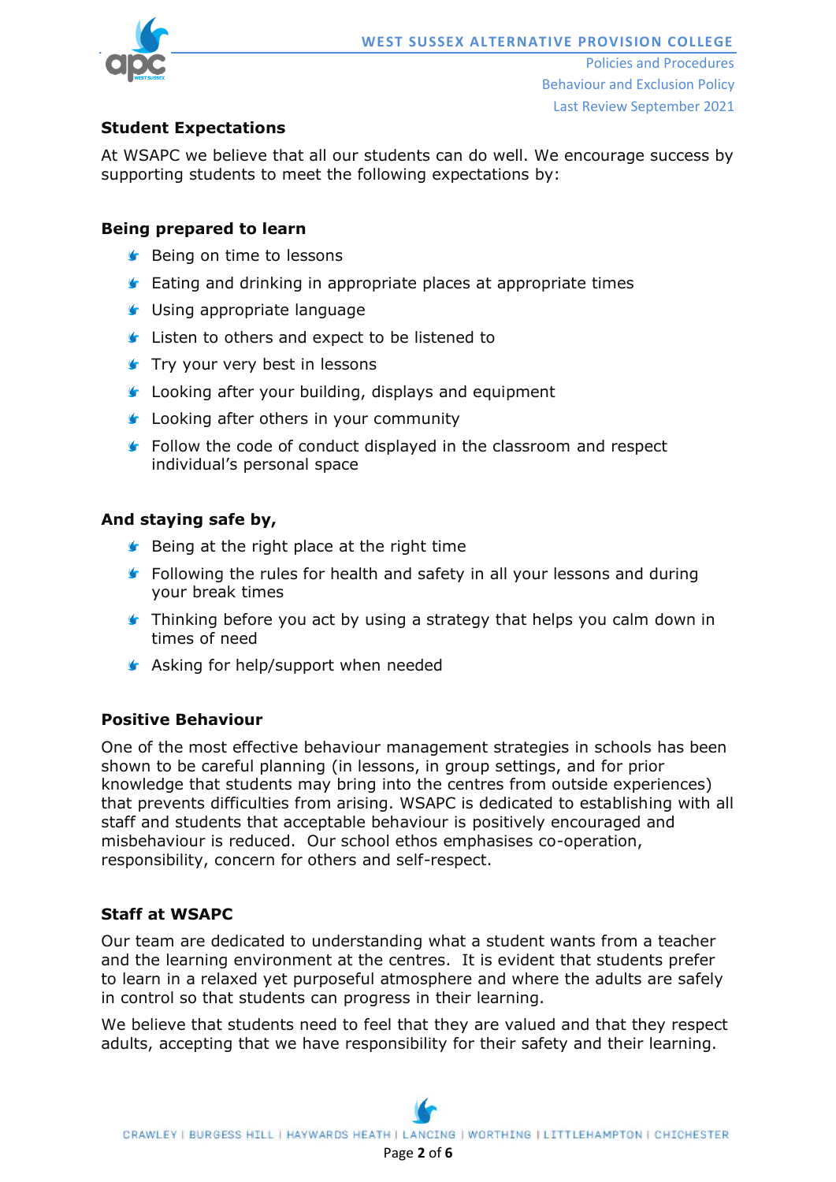## Student Expectations

At WSAPC we believe that all our students can do well. We encourage success by supporting students to meet the following expectations by:

### Being prepared to learn

- Being on time to lessons
- Eating and drinking in appropriate places at appropriate times
- Using appropriate language
- Listen to others and expect to be listened to
- Try your very best in lessons
- Looking after your building, displays and equipment
- Looking after others in your community
- Follow the code of conduct displayed in the classroom and respect individual's personal space

### And staying safe by,

- Being at the right place at the right time
- Following the rules for health and safety in all your lessons and during your break times
- Thinking before you act by using a strategy that helps you calm down in times of need
- Asking for help/support when needed

## Positive Behaviour

One of the most effective behaviour management strategies in schools has been shown to be careful planning (in lessons, in group settings, and for prior knowledge that students may bring into the centres from outside experiences) that prevents difficulties from arising. WSAPC is dedicated to establishing with all staff and students that acceptable behaviour is positively encouraged and misbehaviour is reduced. Our school ethos emphasises co-operation, responsibility, concern for others and self-respect.

## Staff at WSAPC

Our team are dedicated to understanding what a student wants from a teacher and the learning environment at the centres. It is evident that students prefer to learn in a relaxed yet purposeful atmosphere and where the adults are safely in control so that students can progress in their learning.

We believe that students need to feel that they are valued and that they respect adults, accepting that we have responsibility for their safety and their learning.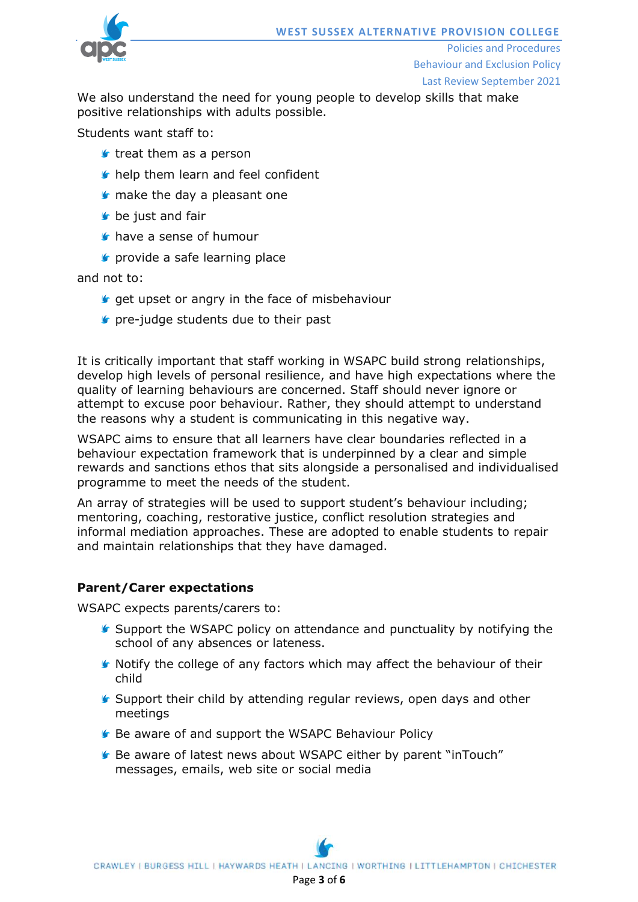We also understand the need for young people to develop skills that make positive relationships with adults possible.

Students want staff to:

- treat them as a person
- help them learn and feel confident
- make the day a pleasant one
- be just and fair
- have a sense of humour
- provide a safe learning place

and not to:

- get upset or angry in the face of misbehaviour
- pre-judge students due to their past

It is critically important that staff working in WSAPC build strong relationships, develop high levels of personal resilience, and have high expectations where the quality of learning behaviours are concerned. Staff should never ignore or attempt to excuse poor behaviour. Rather, they should attempt to understand the reasons why a student is communicating in this negative way.

WSAPC aims to ensure that all learners have clear boundaries reflected in a behaviour expectation framework that is underpinned by a clear and simple rewards and sanctions ethos that sits alongside a personalised and individualised programme to meet the needs of the student.

An array of strategies will be used to support student's behaviour including; mentoring, coaching, restorative justice, conflict resolution strategies and informal mediation approaches. These are adopted to enable students to repair and maintain relationships that they have damaged.

**Parent/Carer expectations**

WSAPC expects parents/carers to:

- Support the WSAPC policy on attendance and punctuality by notifying the school of any absences or lateness.
- Notify the college of any factors which may affect the behaviour of their child
- Support their child by attending regular reviews, open days and other meetings
- Be aware of and support the WSAPC Behaviour Policy
- Be aware of latest news about WSAPC either by parent "inTouch" messages, emails, web site or social media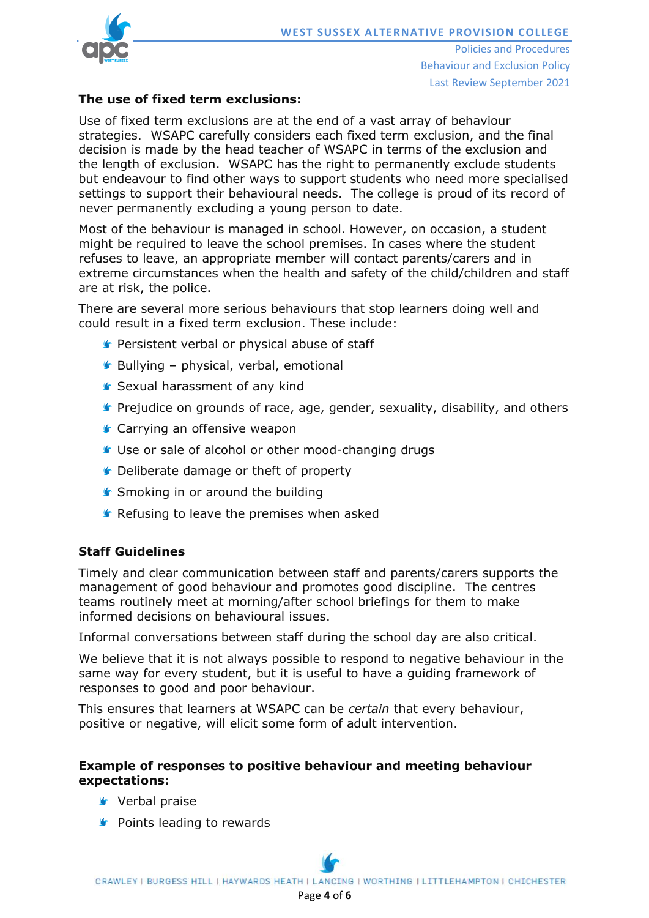**The use of fixed term exclusions:**

Use of fixed term exclusions are at the end of a vast array of behaviour strategies. WSAPC carefully considers each fixed term exclusion, and the final decision is made by the head teacher of WSAPC in terms of the exclusion and the length of exclusion. WSAPC has the right to permanently exclude students but endeavour to find other ways to support students who need more specialised settings to support their behavioural needs. The college is proud of its record of never permanently excluding a young person to date.

Most of the behaviour is managed in school. However, on occasion, a student might be required to leave the school premises. In cases where the student refuses to leave, an appropriate member will contact parents/carers and in extreme circumstances when the health and safety of the child/children and staff are at risk, the police.

There are several more serious behaviours that stop learners doing well and could result in a fixed term exclusion. These include:

- Persistent verbal or physical abuse of staff
- Bullying – physical, verbal, emotional
- Sexual harassment of any kind
- Prejudice on grounds of race, age, gender, sexuality, disability, and others
- Carrying an offensive weapon
- Use or sale of alcohol or other mood-changing drugs
- Deliberate damage or theft of property
- Smoking in or around the building
- Refusing to leave the premises when asked

**Staff Guidelines**

Timely and clear communication between staff and parents/carers supports the management of good behaviour and promotes good discipline. The centres teams routinely meet at morning/after school briefings for them to make informed decisions on behavioural issues.

Informal conversations between staff during the school day are also critical.

We believe that it is not always possible to respond to negative behaviour in the same way for every student, but it is useful to have a guiding framework of responses to good and poor behaviour.

This ensures that learners at WSAPC can be *certain* that every behaviour, positive or negative, will elicit some form of adult intervention.

**Example of responses to positive behaviour and meeting behaviour expectations:**

- Verbal praise
- Points leading to rewards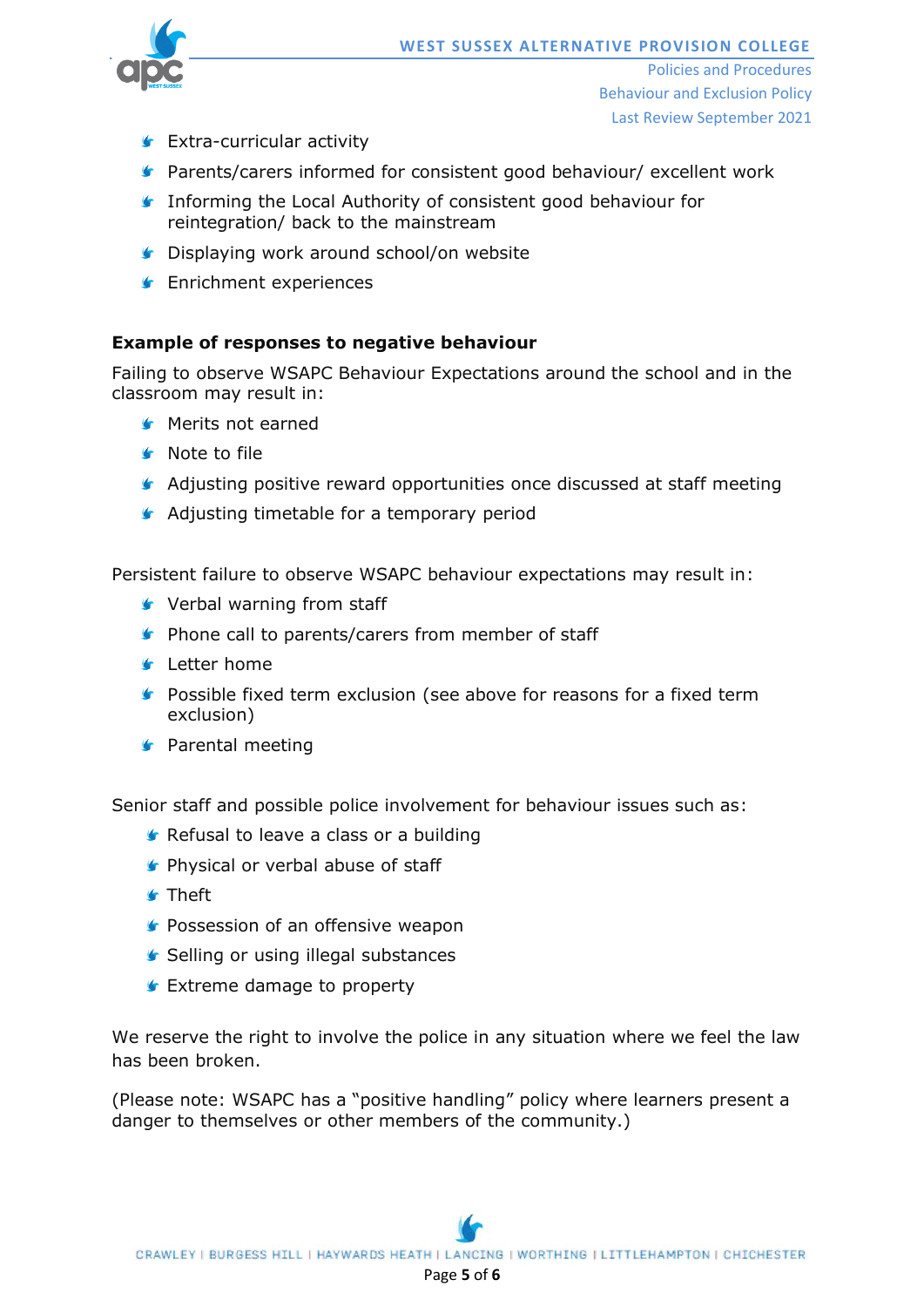- Extra-curricular activity
- Parents/carers informed for consistent good behaviour/ excellent work
- Informing the Local Authority of consistent good behaviour for reintegration/ back to the mainstream
- Displaying work around school/on website
- Enrichment experiences

**Example of responses to negative behaviour**

Failing to observe WSAPC Behaviour Expectations around the school and in the classroom may result in:

- Merits not earned
- Note to file
- Adjusting positive reward opportunities once discussed at staff meeting
- Adjusting timetable for a temporary period

Persistent failure to observe WSAPC behaviour expectations may result in:

- Verbal warning from staff
- Phone call to parents/carers from member of staff
- Letter home
- Possible fixed term exclusion (see above for reasons for a fixed term exclusion)
- Parental meeting

Senior staff and possible police involvement for behaviour issues such as:

- Refusal to leave a class or a building
- Physical or verbal abuse of staff
- Theft
- Possession of an offensive weapon
- Selling or using illegal substances
- Extreme damage to property

We reserve the right to involve the police in any situation where we feel the law has been broken.

(Please note: WSAPC has a "positive handling" policy where learners present a danger to themselves or other members of the community.)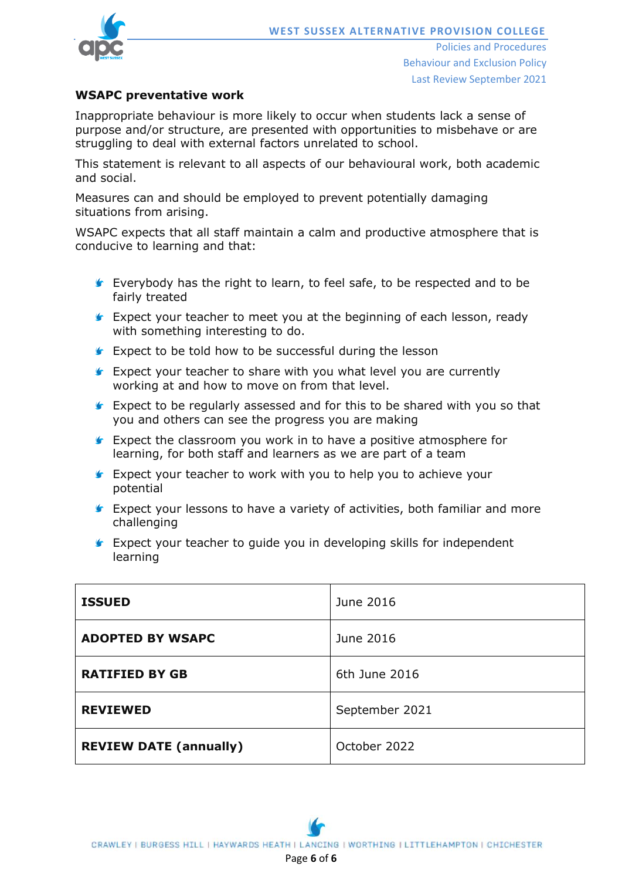## WSAPC preventative work

Inappropriate behaviour is more likely to occur when students lack a sense of purpose and/or structure, are presented with opportunities to misbehave or are struggling to deal with external factors unrelated to school.

This statement is relevant to all aspects of our behavioural work, both academic and social.

Measures can and should be employed to prevent potentially damaging situations from arising.

WSAPC expects that all staff maintain a calm and productive atmosphere that is conducive to learning and that:

- Everybody has the right to learn, to feel safe, to be respected and to be fairly treated
- Expect your teacher to meet you at the beginning of each lesson, ready with something interesting to do.
- Expect to be told how to be successful during the lesson
- Expect your teacher to share with you what level you are currently working at and how to move on from that level.
- Expect to be regularly assessed and for this to be shared with you so that you and others can see the progress you are making
- Expect the classroom you work in to have a positive atmosphere for learning, for both staff and learners as we are part of a team
- Expect your teacher to work with you to help you to achieve your potential
- Expect your lessons to have a variety of activities, both familiar and more challenging
- Expect your teacher to guide you in developing skills for independent learning

| | |
|---|---|
| **ISSUED** | June 2016 |
| **ADOPTED BY WSAPC** | June 2016 |
| **RATIFIED BY GB** | 6th June 2016 |
| **REVIEWED** | September 2021 |
| **REVIEW DATE (annually)** | October 2022 |